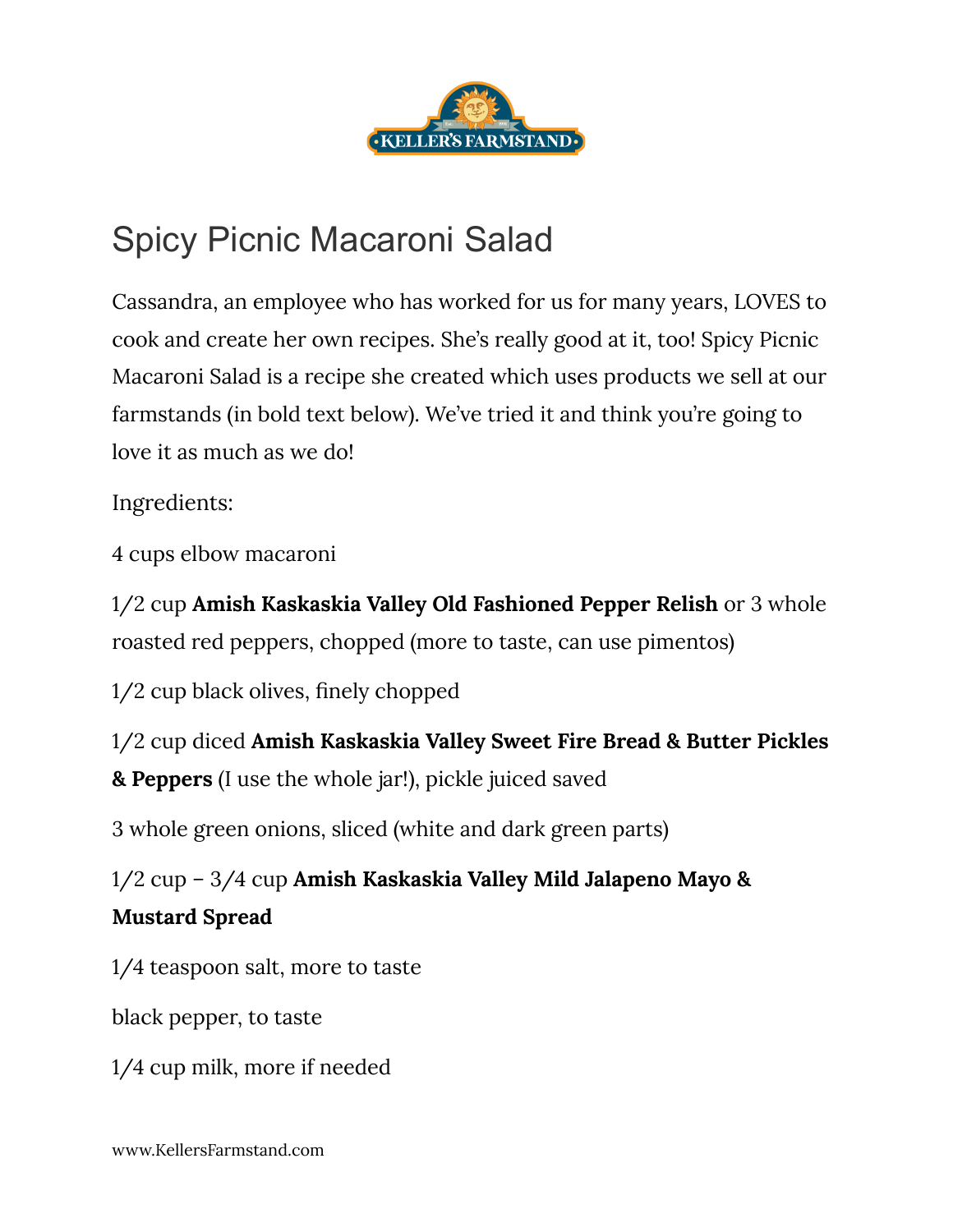# Spicy Picnic Macaroni Salad

Cassandra, an employee who has worked for us for many years, LOVES to cook and create her own recipes. She's really good at it, too! Spicy Picnic Macaroni Salad is a recipe she created which uses products we sell at our farmstands (in bold text below). We've tried it and think you're going to love it as much as we do!

Ingredients:

4 cups elbow macaroni

1/2 cup **Amish Kaskaskia Valley Old Fashioned Pepper Relish** or 3 whole roasted red peppers, chopped (more to taste, can use pimentos)

1/2 cup black olives, finely chopped

1/2 cup diced **Amish Kaskaskia Valley Sweet Fire Bread & Butter Pickles & Peppers** (I use the whole jar!), pickle juiced saved

3 whole green onions, sliced (white and dark green parts)

1/2 cup – 3/4 cup **Amish Kaskaskia Valley Mild Jalapeno Mayo & Mustard Spread**

1/4 teaspoon salt, more to taste

black pepper, to taste

1/4 cup milk, more if needed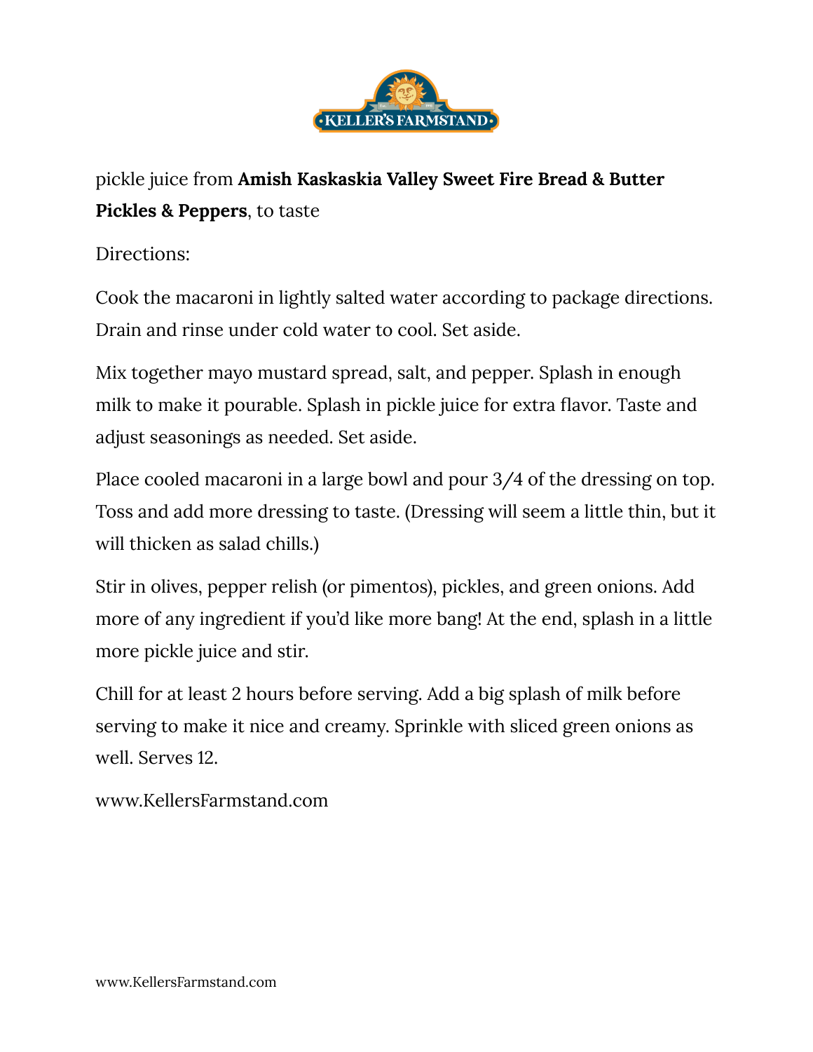pickle juice from **Amish Kaskaskia Valley Sweet Fire Bread & Butter Pickles & Peppers**, to taste

Directions:

Cook the macaroni in lightly salted water according to package directions. Drain and rinse under cold water to cool. Set aside.

Mix together mayo mustard spread, salt, and pepper. Splash in enough milk to make it pourable. Splash in pickle juice for extra flavor. Taste and adjust seasonings as needed. Set aside.

Place cooled macaroni in a large bowl and pour 3/4 of the dressing on top. Toss and add more dressing to taste. (Dressing will seem a little thin, but it will thicken as salad chills.)

Stir in olives, pepper relish (or pimentos), pickles, and green onions. Add more of any ingredient if you'd like more bang! At the end, splash in a little more pickle juice and stir.

Chill for at least 2 hours before serving. Add a big splash of milk before serving to make it nice and creamy. Sprinkle with sliced green onions as well. Serves 12.

www.KellersFarmstand.com